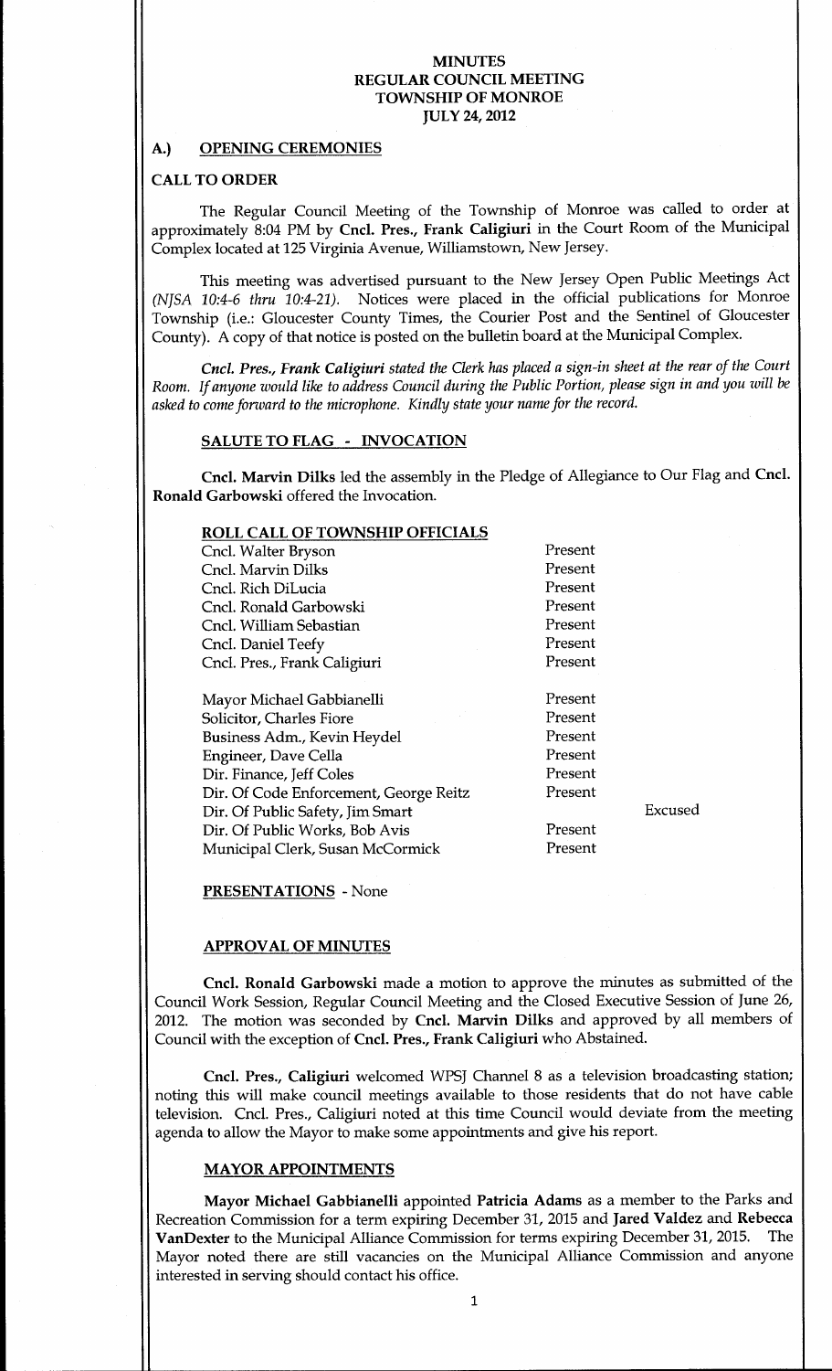# MINUTES
# REGULAR COUNCIL MEETING
# TOWNSHIP OF MONROE
# JULY 24, 2012

## A.) OPENING CEREMONIES

### CALL TO ORDER

The Regular Council Meeting of the Township of Monroe was called to order at approximately 8:04 PM by **Cncl. Pres., Frank Caligiuri** in the Court Room of the Municipal Complex located at 125 Virginia Avenue, Williamstown, New Jersey.

This meeting was advertised pursuant to the New Jersey Open Public Meetings Act *(NJSA 10:4-6 thru 10:4-21)*. Notices were placed in the official publications for Monroe Township (i.e.: Gloucester County Times, the Courier Post and the Sentinel of Gloucester County). A copy of that notice is posted on the bulletin board at the Municipal Complex.

***Cncl. Pres., Frank Caligiuri*** *stated the Clerk has placed a sign-in sheet at the rear of the Court Room. If anyone would like to address Council during the Public Portion, please sign in and you will be asked to come forward to the microphone. Kindly state your name for the record.*

### SALUTE TO FLAG - INVOCATION

**Cncl. Marvin Dilks** led the assembly in the Pledge of Allegiance to Our Flag and **Cncl. Ronald Garbowski** offered the Invocation.

### ROLL CALL OF TOWNSHIP OFFICIALS

| | | |
|---|---|---|
| Cncl. Walter Bryson | Present | |
| Cncl. Marvin Dilks | Present | |
| Cncl. Rich DiLucia | Present | |
| Cncl. Ronald Garbowski | Present | |
| Cncl. William Sebastian | Present | |
| Cncl. Daniel Teefy | Present | |
| Cncl. Pres., Frank Caligiuri | Present | |
| | | |
| Mayor Michael Gabbianelli | Present | |
| Solicitor, Charles Fiore | Present | |
| Business Adm., Kevin Heydel | Present | |
| Engineer, Dave Cella | Present | |
| Dir. Finance, Jeff Coles | Present | |
| Dir. Of Code Enforcement, George Reitz | Present | |
| Dir. Of Public Safety, Jim Smart | | Excused |
| Dir. Of Public Works, Bob Avis | Present | |
| Municipal Clerk, Susan McCormick | Present | |

### PRESENTATIONS - None

### APPROVAL OF MINUTES

**Cncl. Ronald Garbowski** made a motion to approve the minutes as submitted of the Council Work Session, Regular Council Meeting and the Closed Executive Session of June 26, 2012. The motion was seconded by **Cncl. Marvin Dilks** and approved by all members of Council with the exception of **Cncl. Pres., Frank Caligiuri** who Abstained.

**Cncl. Pres., Caligiuri** welcomed WPSJ Channel 8 as a television broadcasting station; noting this will make council meetings available to those residents that do not have cable television. Cncl. Pres., Caligiuri noted at this time Council would deviate from the meeting agenda to allow the Mayor to make some appointments and give his report.

### MAYOR APPOINTMENTS

**Mayor Michael Gabbianelli** appointed **Patricia Adams** as a member to the Parks and Recreation Commission for a term expiring December 31, 2015 and **Jared Valdez** and **Rebecca VanDexter** to the Municipal Alliance Commission for terms expiring December 31, 2015. The Mayor noted there are still vacancies on the Municipal Alliance Commission and anyone interested in serving should contact his office.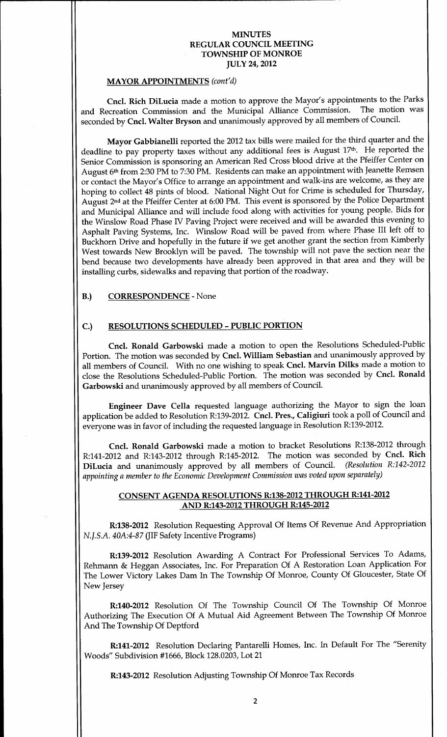# MINUTES
# REGULAR COUNCIL MEETING
# TOWNSHIP OF MONROE
# JULY 24, 2012

**MAYOR APPOINTMENTS** *(cont'd)*

**Cncl. Rich DiLucia** made a motion to approve the Mayor's appointments to the Parks and Recreation Commission and the Municipal Alliance Commission. The motion was seconded by **Cncl. Walter Bryson** and unanimously approved by all members of Council.

**Mayor Gabbianelli** reported the 2012 tax bills were mailed for the third quarter and the deadline to pay property taxes without any additional fees is August 17th. He reported the Senior Commission is sponsoring an American Red Cross blood drive at the Pfeiffer Center on August 6th from 2:30 PM to 7:30 PM. Residents can make an appointment with Jeanette Remsen or contact the Mayor's Office to arrange an appointment and walk-ins are welcome, as they are hoping to collect 48 pints of blood. National Night Out for Crime is scheduled for Thursday, August 2nd at the Pfeiffer Center at 6:00 PM. This event is sponsored by the Police Department and Municipal Alliance and will include food along with activities for young people. Bids for the Winslow Road Phase IV Paving Project were received and will be awarded this evening to Asphalt Paving Systems, Inc. Winslow Road will be paved from where Phase III left off to Buckhorn Drive and hopefully in the future if we get another grant the section from Kimberly West towards New Brooklyn will be paved. The township will not pave the section near the bend because two developments have already been approved in that area and they will be installing curbs, sidewalks and repaving that portion of the roadway.

## B.) CORRESPONDENCE - None

## C.) RESOLUTIONS SCHEDULED – PUBLIC PORTION

**Cncl. Ronald Garbowski** made a motion to open the Resolutions Scheduled-Public Portion. The motion was seconded by **Cncl. William Sebastian** and unanimously approved by all members of Council. With no one wishing to speak **Cncl. Marvin Dilks** made a motion to close the Resolutions Scheduled-Public Portion. The motion was seconded by **Cncl. Ronald Garbowski** and unanimously approved by all members of Council.

**Engineer Dave Cella** requested language authorizing the Mayor to sign the loan application be added to Resolution R:139-2012. **Cncl. Pres., Caligiuri** took a poll of Council and everyone was in favor of including the requested language in Resolution R:139-2012.

**Cncl. Ronald Garbowski** made a motion to bracket Resolutions R:138-2012 through R:141-2012 and R:143-2012 through R:145-2012. The motion was seconded by **Cncl. Rich DiLucia** and unanimously approved by all members of Council. *(Resolution R:142-2012 appointing a member to the Economic Development Commission was voted upon separately)*

### CONSENT AGENDA RESOLUTIONS R:138-2012 THROUGH R:141-2012 AND R:143-2012 THROUGH R:145-2012

**R:138-2012** Resolution Requesting Approval Of Items Of Revenue And Appropriation *N.J.S.A. 40A:4-87* (JIF Safety Incentive Programs)

**R:139-2012** Resolution Awarding A Contract For Professional Services To Adams, Rehmann & Heggan Associates, Inc. For Preparation Of A Restoration Loan Application For The Lower Victory Lakes Dam In The Township Of Monroe, County Of Gloucester, State Of New Jersey

**R:140-2012** Resolution Of The Township Council Of The Township Of Monroe Authorizing The Execution Of A Mutual Aid Agreement Between The Township Of Monroe And The Township Of Deptford

**R:141-2012** Resolution Declaring Pantarelli Homes, Inc. In Default For The "Serenity Woods" Subdivision #1666, Block 128.0203, Lot 21

**R:143-2012** Resolution Adjusting Township Of Monroe Tax Records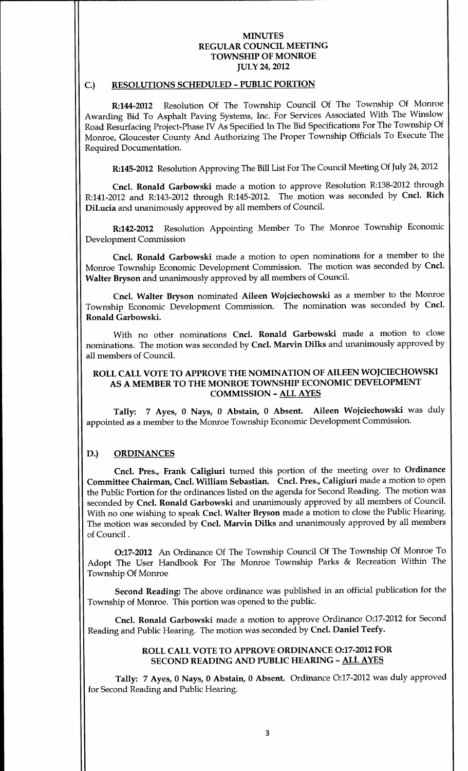MINUTES
REGULAR COUNCIL MEETING
TOWNSHIP OF MONROE
JULY 24, 2012

## C.) RESOLUTIONS SCHEDULED - PUBLIC PORTION

**R:144-2012** Resolution Of The Township Council Of The Township Of Monroe Awarding Bid To Asphalt Paving Systems, Inc. For Services Associated With The Winslow Road Resurfacing Project-Phase IV As Specified In The Bid Specifications For The Township Of Monroe, Gloucester County And Authorizing The Proper Township Officials To Execute The Required Documentation.

**R:145-2012** Resolution Approving The Bill List For The Council Meeting Of July 24, 2012

**Cncl. Ronald Garbowski** made a motion to approve Resolution R:138-2012 through R:141-2012 and R:143-2012 through R:145-2012. The motion was seconded by **Cncl. Rich DiLucia** and unanimously approved by all members of Council.

**R:142-2012** Resolution Appointing Member To The Monroe Township Economic Development Commission

**Cncl. Ronald Garbowski** made a motion to open nominations for a member to the Monroe Township Economic Development Commission. The motion was seconded by **Cncl. Walter Bryson** and unanimously approved by all members of Council.

**Cncl. Walter Bryson** nominated **Aileen Wojciechowski** as a member to the Monroe Township Economic Development Commission. The nomination was seconded by **Cncl. Ronald Garbowski.**

With no other nominations **Cncl. Ronald Garbowski** made a motion to close nominations. The motion was seconded by **Cncl. Marvin Dilks** and unanimously approved by all members of Council.

**ROLL CALL VOTE TO APPROVE THE NOMINATION OF AILEEN WOJCIECHOWSKI AS A MEMBER TO THE MONROE TOWNSHIP ECONOMIC DEVELOPMENT COMMISSION - ALL AYES**

**Tally: 7 Ayes, 0 Nays, 0 Abstain, 0 Absent. Aileen Wojciechowski** was duly appointed as a member to the Monroe Township Economic Development Commission.

## D.) ORDINANCES

**Cncl. Pres., Frank Caligiuri** turned this portion of the meeting over to **Ordinance Committee Chairman, Cncl. William Sebastian. Cncl. Pres., Caligiuri** made a motion to open the Public Portion for the ordinances listed on the agenda for Second Reading. The motion was seconded by **Cncl. Ronald Garbowski** and unanimously approved by all members of Council. With no one wishing to speak **Cncl. Walter Bryson** made a motion to close the Public Hearing. The motion was seconded by **Cncl. Marvin Dilks** and unanimously approved by all members of Council .

**O:17-2012** An Ordinance Of The Township Council Of The Township Of Monroe To Adopt The User Handbook For The Monroe Township Parks & Recreation Within The Township Of Monroe

**Second Reading:** The above ordinance was published in an official publication for the Township of Monroe. This portion was opened to the public.

**Cncl. Ronald Garbowski** made a motion to approve Ordinance O:17-2012 for Second Reading and Public Hearing. The motion was seconded by **Cncl. Daniel Teefy.**

**ROLL CALL VOTE TO APPROVE ORDINANCE O:17-2012 FOR SECOND READING AND PUBLIC HEARING - ALL AYES**

**Tally: 7 Ayes, 0 Nays, 0 Abstain, 0 Absent.** Ordinance O:17-2012 was duly approved for Second Reading and Public Hearing.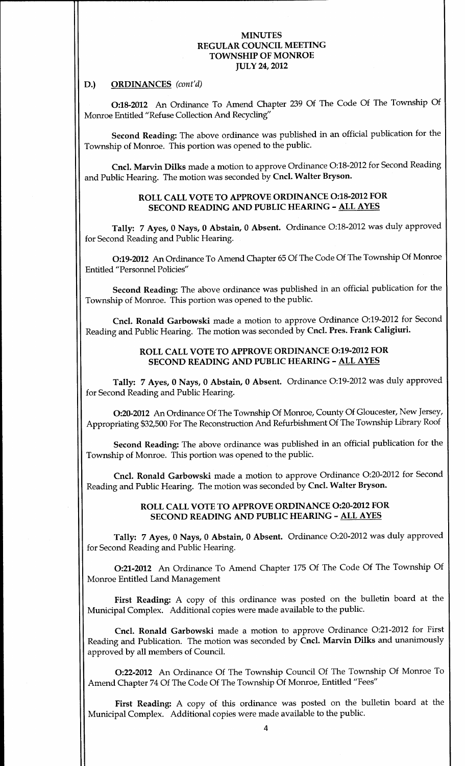MINUTES
REGULAR COUNCIL MEETING
TOWNSHIP OF MONROE
JULY 24, 2012

**D.) ORDINANCES** *(cont'd)*

**O:18-2012** An Ordinance To Amend Chapter 239 Of The Code Of The Township Of Monroe Entitled "Refuse Collection And Recycling"

**Second Reading:** The above ordinance was published in an official publication for the Township of Monroe. This portion was opened to the public.

**Cncl. Marvin Dilks** made a motion to approve Ordinance O:18-2012 for Second Reading and Public Hearing. The motion was seconded by **Cncl. Walter Bryson.**

**ROLL CALL VOTE TO APPROVE ORDINANCE O:18-2012 FOR SECOND READING AND PUBLIC HEARING – ALL AYES**

**Tally: 7 Ayes, 0 Nays, 0 Abstain, 0 Absent.** Ordinance O:18-2012 was duly approved for Second Reading and Public Hearing.

**O:19-2012** An Ordinance To Amend Chapter 65 Of The Code Of The Township Of Monroe Entitled "Personnel Policies"

**Second Reading:** The above ordinance was published in an official publication for the Township of Monroe. This portion was opened to the public.

**Cncl. Ronald Garbowski** made a motion to approve Ordinance O:19-2012 for Second Reading and Public Hearing. The motion was seconded by **Cncl. Pres. Frank Caligiuri.**

**ROLL CALL VOTE TO APPROVE ORDINANCE O:19-2012 FOR SECOND READING AND PUBLIC HEARING – ALL AYES**

**Tally: 7 Ayes, 0 Nays, 0 Abstain, 0 Absent.** Ordinance O:19-2012 was duly approved for Second Reading and Public Hearing.

**O:20-2012** An Ordinance Of The Township Of Monroe, County Of Gloucester, New Jersey, Appropriating $32,500 For The Reconstruction And Refurbishment Of The Township Library Roof

**Second Reading:** The above ordinance was published in an official publication for the Township of Monroe. This portion was opened to the public.

**Cncl. Ronald Garbowski** made a motion to approve Ordinance O:20-2012 for Second Reading and Public Hearing. The motion was seconded by **Cncl. Walter Bryson.**

**ROLL CALL VOTE TO APPROVE ORDINANCE O:20-2012 FOR SECOND READING AND PUBLIC HEARING – ALL AYES**

**Tally: 7 Ayes, 0 Nays, 0 Abstain, 0 Absent.** Ordinance O:20-2012 was duly approved for Second Reading and Public Hearing.

**O:21-2012** An Ordinance To Amend Chapter 175 Of The Code Of The Township Of Monroe Entitled Land Management

**First Reading:** A copy of this ordinance was posted on the bulletin board at the Municipal Complex. Additional copies were made available to the public.

**Cncl. Ronald Garbowski** made a motion to approve Ordinance O:21-2012 for First Reading and Publication. The motion was seconded by **Cncl. Marvin Dilks** and unanimously approved by all members of Council.

**O:22-2012** An Ordinance Of The Township Council Of The Township Of Monroe To Amend Chapter 74 Of The Code Of The Township Of Monroe, Entitled "Fees"

**First Reading:** A copy of this ordinance was posted on the bulletin board at the Municipal Complex. Additional copies were made available to the public.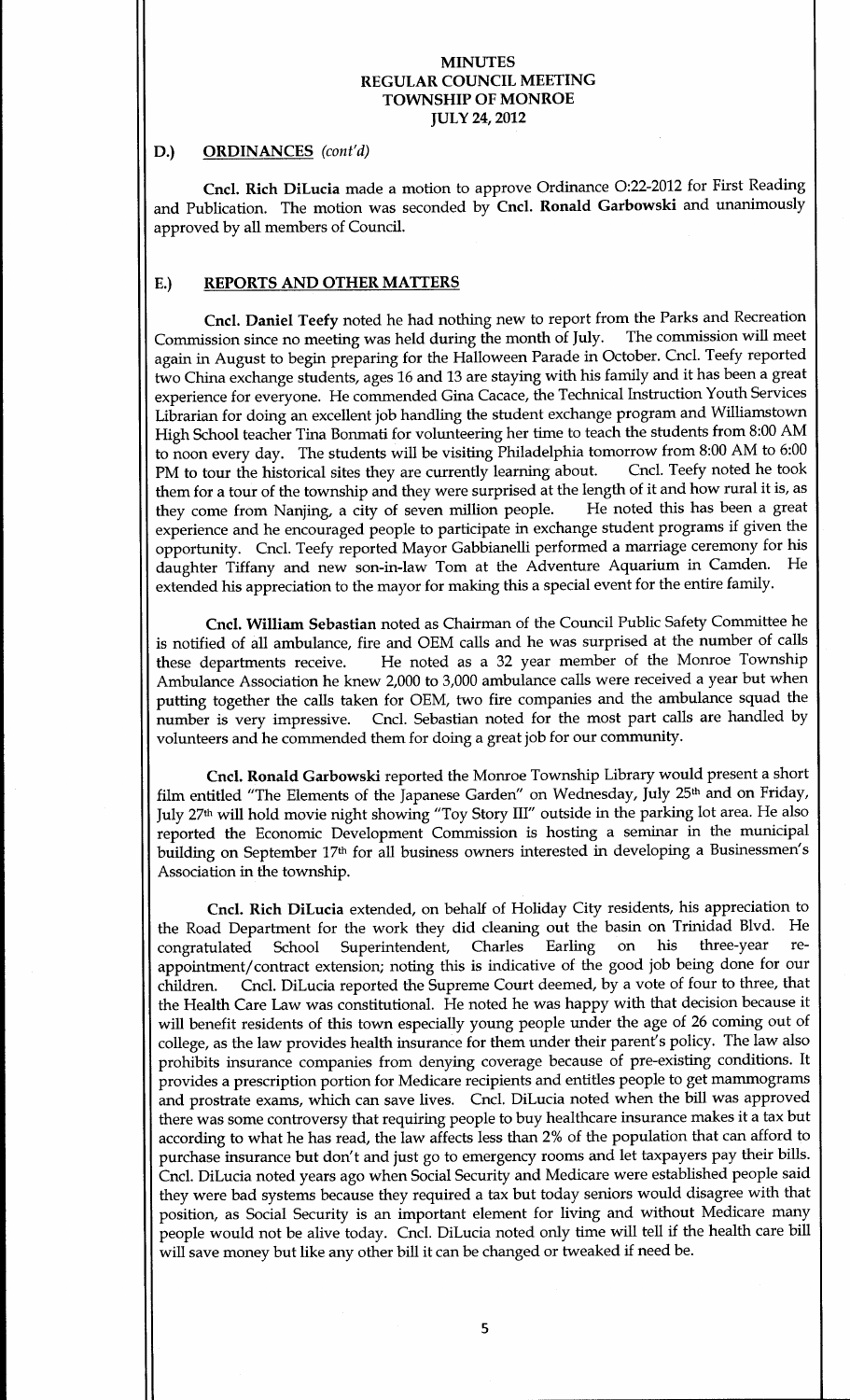MINUTES
REGULAR COUNCIL MEETING
TOWNSHIP OF MONROE
JULY 24, 2012

## D.) ORDINANCES *(cont'd)*

**Cncl. Rich DiLucia** made a motion to approve Ordinance O:22-2012 for First Reading and Publication. The motion was seconded by **Cncl. Ronald Garbowski** and unanimously approved by all members of Council.

## E.) REPORTS AND OTHER MATTERS

**Cncl. Daniel Teefy** noted he had nothing new to report from the Parks and Recreation Commission since no meeting was held during the month of July. The commission will meet again in August to begin preparing for the Halloween Parade in October. Cncl. Teefy reported two China exchange students, ages 16 and 13 are staying with his family and it has been a great experience for everyone. He commended Gina Cacace, the Technical Instruction Youth Services Librarian for doing an excellent job handling the student exchange program and Williamstown High School teacher Tina Bonmati for volunteering her time to teach the students from 8:00 AM to noon every day. The students will be visiting Philadelphia tomorrow from 8:00 AM to 6:00 PM to tour the historical sites they are currently learning about. Cncl. Teefy noted he took them for a tour of the township and they were surprised at the length of it and how rural it is, as they come from Nanjing, a city of seven million people. He noted this has been a great experience and he encouraged people to participate in exchange student programs if given the opportunity. Cncl. Teefy reported Mayor Gabbianelli performed a marriage ceremony for his daughter Tiffany and new son-in-law Tom at the Adventure Aquarium in Camden. He extended his appreciation to the mayor for making this a special event for the entire family.

**Cncl. William Sebastian** noted as Chairman of the Council Public Safety Committee he is notified of all ambulance, fire and OEM calls and he was surprised at the number of calls these departments receive. He noted as a 32 year member of the Monroe Township Ambulance Association he knew 2,000 to 3,000 ambulance calls were received a year but when putting together the calls taken for OEM, two fire companies and the ambulance squad the number is very impressive. Cncl. Sebastian noted for the most part calls are handled by volunteers and he commended them for doing a great job for our community.

**Cncl. Ronald Garbowski** reported the Monroe Township Library would present a short film entitled "The Elements of the Japanese Garden" on Wednesday, July 25th and on Friday, July 27th will hold movie night showing "Toy Story III" outside in the parking lot area. He also reported the Economic Development Commission is hosting a seminar in the municipal building on September 17th for all business owners interested in developing a Businessmen's Association in the township.

**Cncl. Rich DiLucia** extended, on behalf of Holiday City residents, his appreciation to the Road Department for the work they did cleaning out the basin on Trinidad Blvd. He congratulated School Superintendent, Charles Earling on his three-year re-appointment/contract extension; noting this is indicative of the good job being done for our children. Cncl. DiLucia reported the Supreme Court deemed, by a vote of four to three, that the Health Care Law was constitutional. He noted he was happy with that decision because it will benefit residents of this town especially young people under the age of 26 coming out of college, as the law provides health insurance for them under their parent's policy. The law also prohibits insurance companies from denying coverage because of pre-existing conditions. It provides a prescription portion for Medicare recipients and entitles people to get mammograms and prostrate exams, which can save lives. Cncl. DiLucia noted when the bill was approved there was some controversy that requiring people to buy healthcare insurance makes it a tax but according to what he has read, the law affects less than 2% of the population that can afford to purchase insurance but don't and just go to emergency rooms and let taxpayers pay their bills. Cncl. DiLucia noted years ago when Social Security and Medicare were established people said they were bad systems because they required a tax but today seniors would disagree with that position, as Social Security is an important element for living and without Medicare many people would not be alive today. Cncl. DiLucia noted only time will tell if the health care bill will save money but like any other bill it can be changed or tweaked if need be.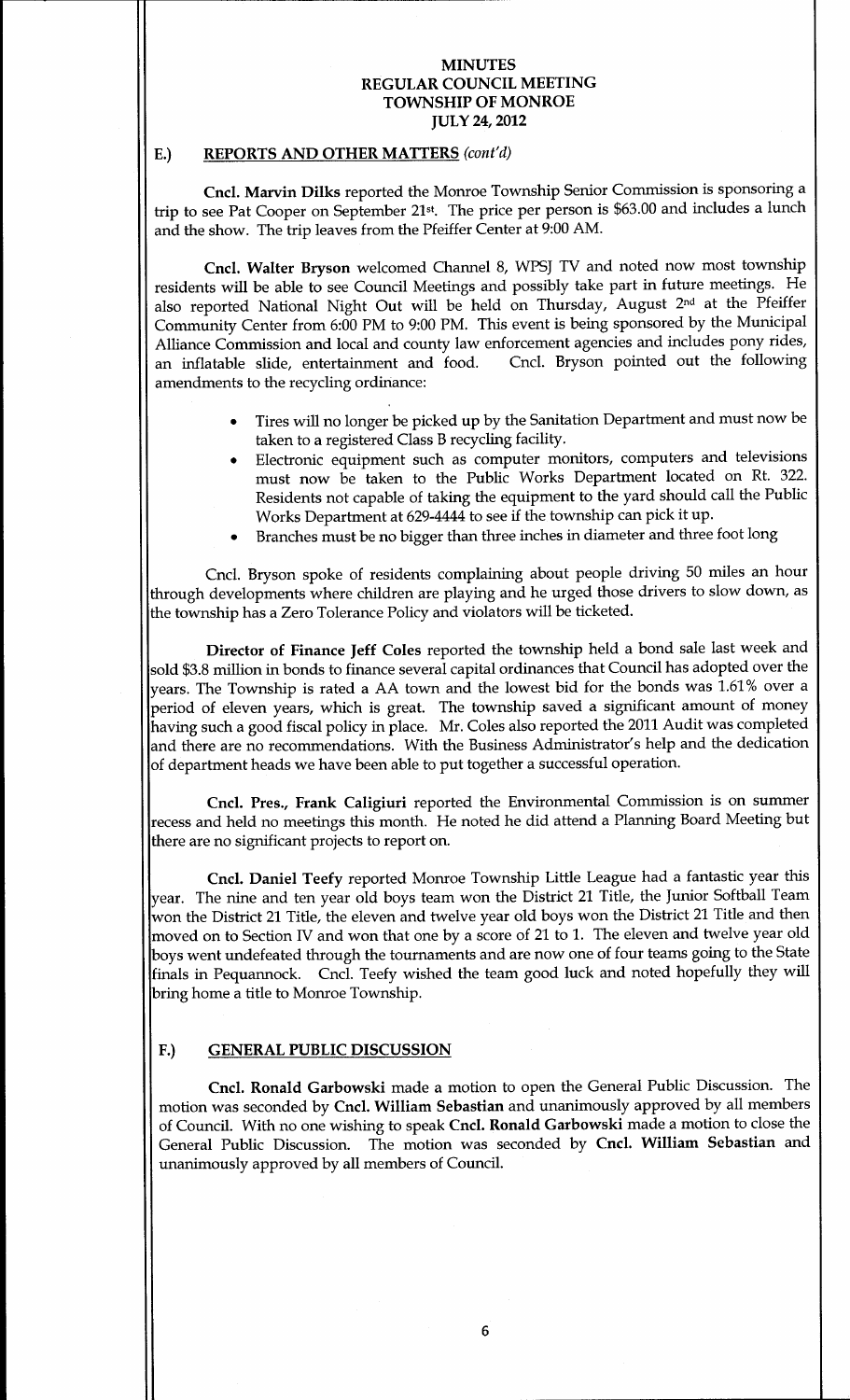# MINUTES
# REGULAR COUNCIL MEETING
# TOWNSHIP OF MONROE
# JULY 24, 2012

## E.) REPORTS AND OTHER MATTERS *(cont'd)*

**Cncl. Marvin Dilks** reported the Monroe Township Senior Commission is sponsoring a trip to see Pat Cooper on September 21st. The price per person is $63.00 and includes a lunch and the show. The trip leaves from the Pfeiffer Center at 9:00 AM.

**Cncl. Walter Bryson** welcomed Channel 8, WPSJ TV and noted now most township residents will be able to see Council Meetings and possibly take part in future meetings. He also reported National Night Out will be held on Thursday, August 2nd at the Pfeiffer Community Center from 6:00 PM to 9:00 PM. This event is being sponsored by the Municipal Alliance Commission and local and county law enforcement agencies and includes pony rides, an inflatable slide, entertainment and food. Cncl. Bryson pointed out the following amendments to the recycling ordinance:

- Tires will no longer be picked up by the Sanitation Department and must now be taken to a registered Class B recycling facility.
- Electronic equipment such as computer monitors, computers and televisions must now be taken to the Public Works Department located on Rt. 322. Residents not capable of taking the equipment to the yard should call the Public Works Department at 629-4444 to see if the township can pick it up.
- Branches must be no bigger than three inches in diameter and three foot long

Cncl. Bryson spoke of residents complaining about people driving 50 miles an hour through developments where children are playing and he urged those drivers to slow down, as the township has a Zero Tolerance Policy and violators will be ticketed.

**Director of Finance Jeff Coles** reported the township held a bond sale last week and sold $3.8 million in bonds to finance several capital ordinances that Council has adopted over the years. The Township is rated a AA town and the lowest bid for the bonds was 1.61% over a period of eleven years, which is great. The township saved a significant amount of money having such a good fiscal policy in place. Mr. Coles also reported the 2011 Audit was completed and there are no recommendations. With the Business Administrator's help and the dedication of department heads we have been able to put together a successful operation.

**Cncl. Pres., Frank Caligiuri** reported the Environmental Commission is on summer recess and held no meetings this month. He noted he did attend a Planning Board Meeting but there are no significant projects to report on.

**Cncl. Daniel Teefy** reported Monroe Township Little League had a fantastic year this year. The nine and ten year old boys team won the District 21 Title, the Junior Softball Team won the District 21 Title, the eleven and twelve year old boys won the District 21 Title and then moved on to Section IV and won that one by a score of 21 to 1. The eleven and twelve year old boys went undefeated through the tournaments and are now one of four teams going to the State finals in Pequannock. Cncl. Teefy wished the team good luck and noted hopefully they will bring home a title to Monroe Township.

## F.) GENERAL PUBLIC DISCUSSION

**Cncl. Ronald Garbowski** made a motion to open the General Public Discussion. The motion was seconded by **Cncl. William Sebastian** and unanimously approved by all members of Council. With no one wishing to speak **Cncl. Ronald Garbowski** made a motion to close the General Public Discussion. The motion was seconded by **Cncl. William Sebastian** and unanimously approved by all members of Council.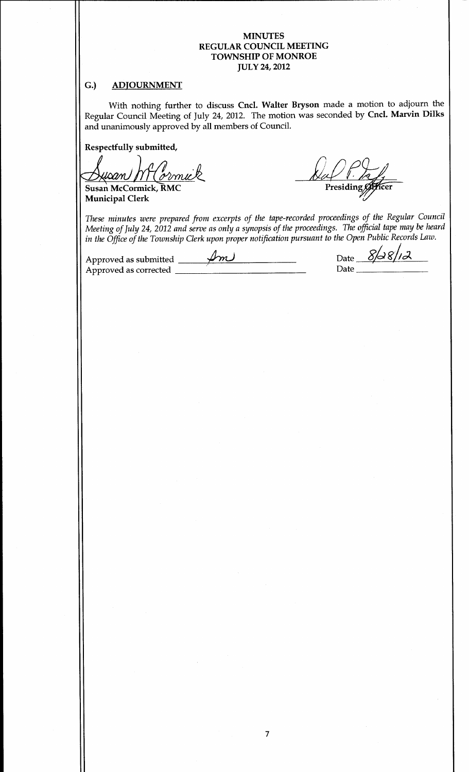**MINUTES**
**REGULAR COUNCIL MEETING**
**TOWNSHIP OF MONROE**
**JULY 24, 2012**

## G.) ADJOURNMENT

With nothing further to discuss **Cncl. Walter Bryson** made a motion to adjourn the Regular Council Meeting of July 24, 2012. The motion was seconded by **Cncl. Marvin Dilks** and unanimously approved by all members of Council.

**Respectfully submitted,**

Susan McCormick

**Susan McCormick, RMC**
**Municipal Clerk**

**Presiding Officer**

*These minutes were prepared from excerpts of the tape-recorded proceedings of the Regular Council Meeting of July 24, 2012 and serve as only a synopsis of the proceedings. The official tape may be heard in the Office of the Township Clerk upon proper notification pursuant to the Open Public Records Law.*

Approved as submitted ___SM___ Date ___8/28/12___

Approved as corrected __________ Date __________